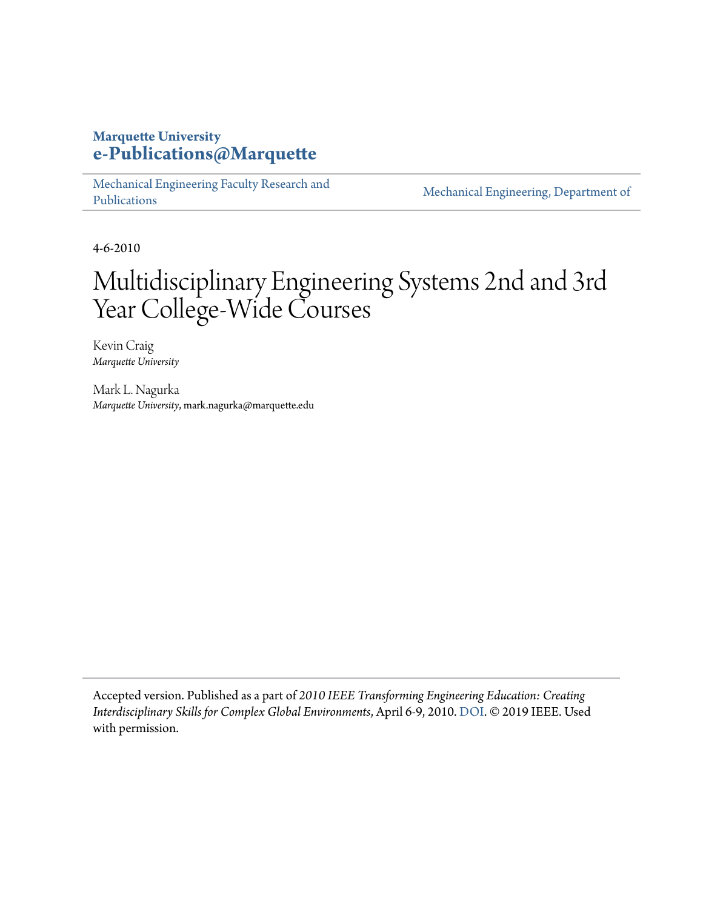**Marquette University**
**e-Publications@Marquette**

Mechanical Engineering Faculty Research and Publications | Mechanical Engineering, Department of

4-6-2010

# Multidisciplinary Engineering Systems 2nd and 3rd Year College-Wide Courses

Kevin Craig
*Marquette University*

Mark L. Nagurka
*Marquette University*, mark.nagurka@marquette.edu

Accepted version. Published as a part of *2010 IEEE Transforming Engineering Education: Creating Interdisciplinary Skills for Complex Global Environments*, April 6-9, 2010. DOI. © 2019 IEEE. Used with permission.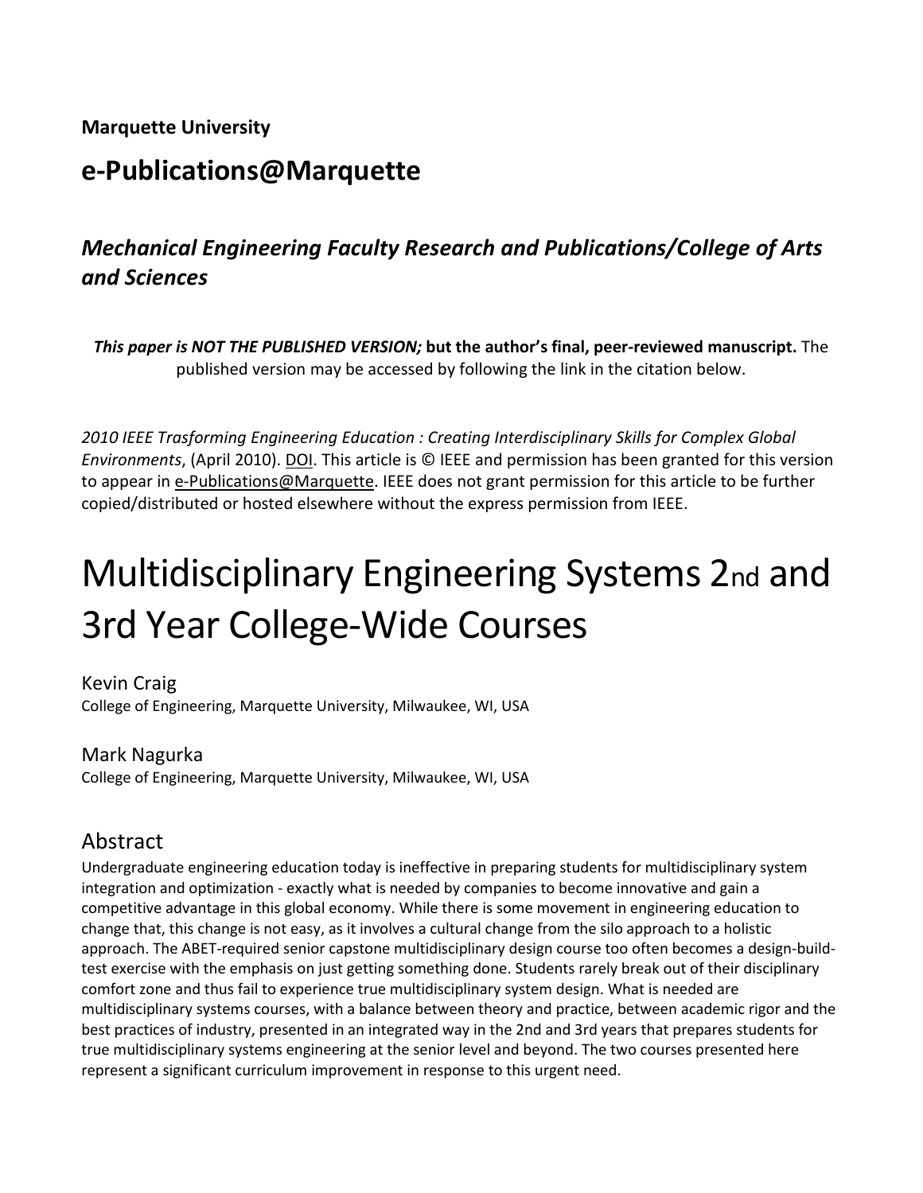**Marquette University**

## e-Publications@Marquette

### *Mechanical Engineering Faculty Research and Publications/College of Arts and Sciences*

***This paper is NOT THE PUBLISHED VERSION;* but the author's final, peer-reviewed manuscript.** The published version may be accessed by following the link in the citation below.

*2010 IEEE Trasforming Engineering Education : Creating Interdisciplinary Skills for Complex Global Environments*, (April 2010). DOI. This article is © IEEE and permission has been granted for this version to appear in e-Publications@Marquette. IEEE does not grant permission for this article to be further copied/distributed or hosted elsewhere without the express permission from IEEE.

# Multidisciplinary Engineering Systems 2nd and 3rd Year College-Wide Courses

Kevin Craig
College of Engineering, Marquette University, Milwaukee, WI, USA

Mark Nagurka
College of Engineering, Marquette University, Milwaukee, WI, USA

## Abstract

Undergraduate engineering education today is ineffective in preparing students for multidisciplinary system integration and optimization - exactly what is needed by companies to become innovative and gain a competitive advantage in this global economy. While there is some movement in engineering education to change that, this change is not easy, as it involves a cultural change from the silo approach to a holistic approach. The ABET-required senior capstone multidisciplinary design course too often becomes a design-build-test exercise with the emphasis on just getting something done. Students rarely break out of their disciplinary comfort zone and thus fail to experience true multidisciplinary system design. What is needed are multidisciplinary systems courses, with a balance between theory and practice, between academic rigor and the best practices of industry, presented in an integrated way in the 2nd and 3rd years that prepares students for true multidisciplinary systems engineering at the senior level and beyond. The two courses presented here represent a significant curriculum improvement in response to this urgent need.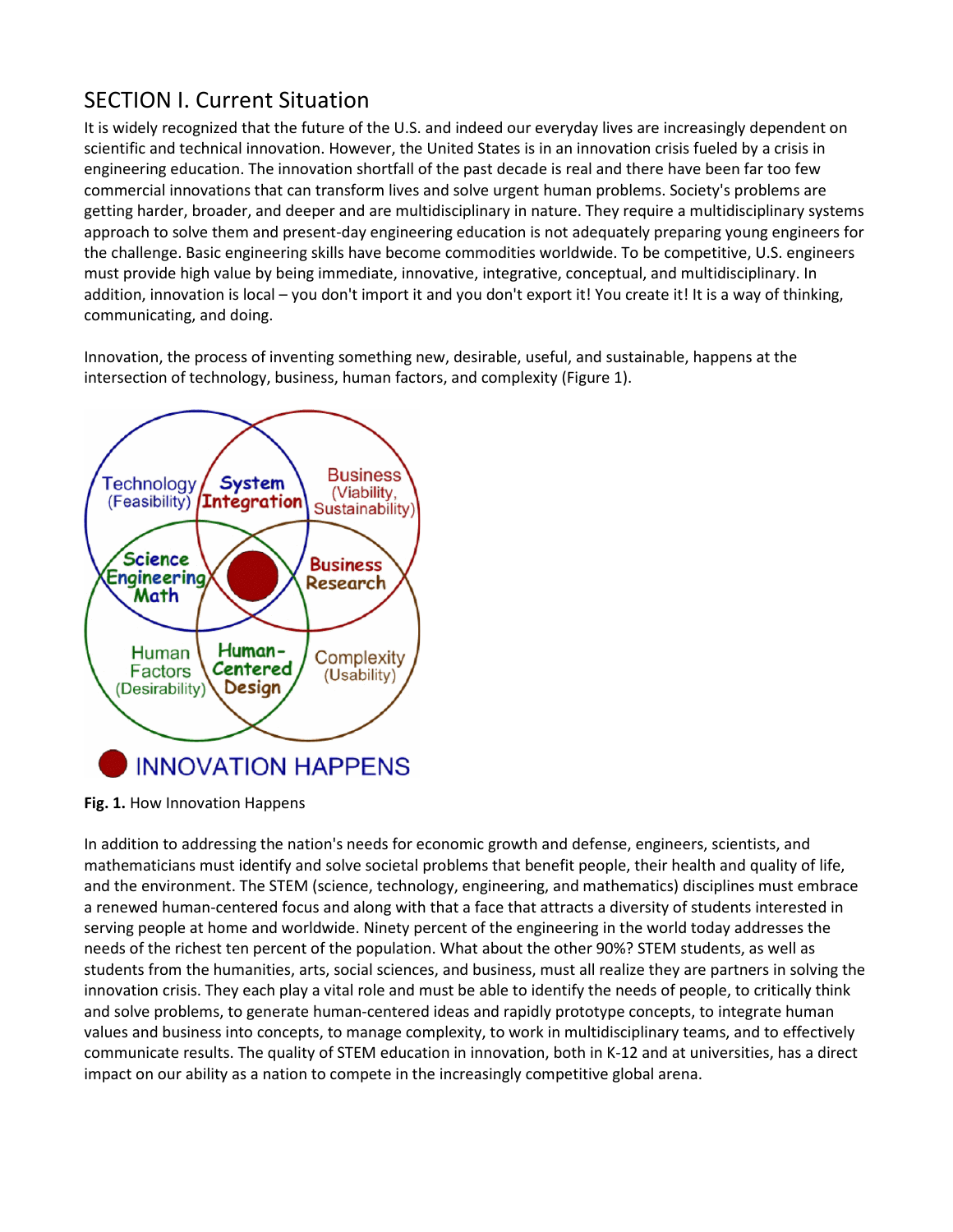## SECTION I. Current Situation

It is widely recognized that the future of the U.S. and indeed our everyday lives are increasingly dependent on scientific and technical innovation. However, the United States is in an innovation crisis fueled by a crisis in engineering education. The innovation shortfall of the past decade is real and there have been far too few commercial innovations that can transform lives and solve urgent human problems. Society's problems are getting harder, broader, and deeper and are multidisciplinary in nature. They require a multidisciplinary systems approach to solve them and present-day engineering education is not adequately preparing young engineers for the challenge. Basic engineering skills have become commodities worldwide. To be competitive, U.S. engineers must provide high value by being immediate, innovative, integrative, conceptual, and multidisciplinary. In addition, innovation is local – you don't import it and you don't export it! You create it! It is a way of thinking, communicating, and doing.

Innovation, the process of inventing something new, desirable, useful, and sustainable, happens at the intersection of technology, business, human factors, and complexity (Figure 1).

Technology (Feasibility)
System Integration
Business (Viability, Sustainability)
Science Engineering Math
Business Research
Human Factors (Desirability)
Human-Centered Design
Complexity (Usability)
INNOVATION HAPPENS

**Fig. 1.** How Innovation Happens

In addition to addressing the nation's needs for economic growth and defense, engineers, scientists, and mathematicians must identify and solve societal problems that benefit people, their health and quality of life, and the environment. The STEM (science, technology, engineering, and mathematics) disciplines must embrace a renewed human-centered focus and along with that a face that attracts a diversity of students interested in serving people at home and worldwide. Ninety percent of the engineering in the world today addresses the needs of the richest ten percent of the population. What about the other 90%? STEM students, as well as students from the humanities, arts, social sciences, and business, must all realize they are partners in solving the innovation crisis. They each play a vital role and must be able to identify the needs of people, to critically think and solve problems, to generate human-centered ideas and rapidly prototype concepts, to integrate human values and business into concepts, to manage complexity, to work in multidisciplinary teams, and to effectively communicate results. The quality of STEM education in innovation, both in K-12 and at universities, has a direct impact on our ability as a nation to compete in the increasingly competitive global arena.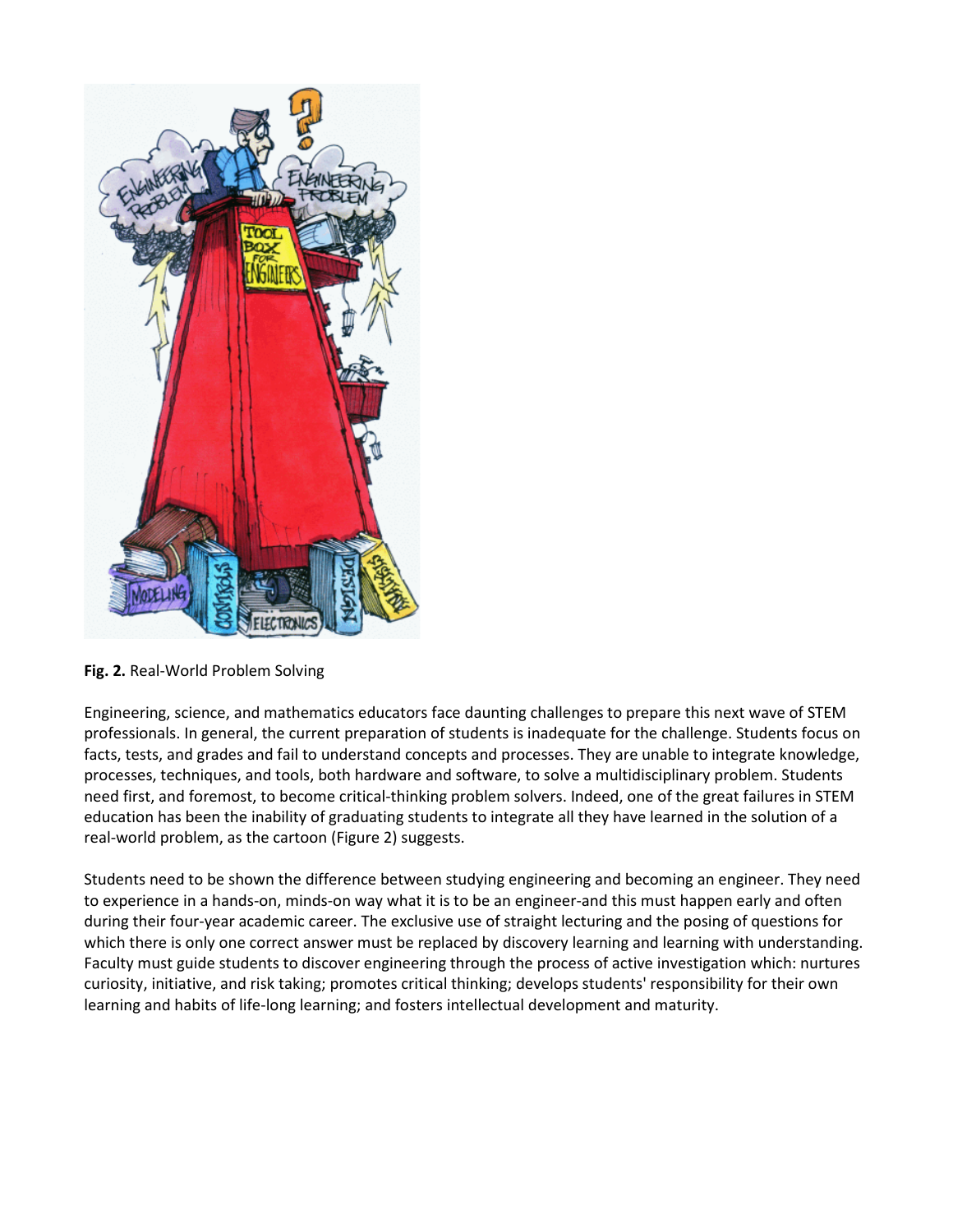**Fig. 2.** Real-World Problem Solving

Engineering, science, and mathematics educators face daunting challenges to prepare this next wave of STEM professionals. In general, the current preparation of students is inadequate for the challenge. Students focus on facts, tests, and grades and fail to understand concepts and processes. They are unable to integrate knowledge, processes, techniques, and tools, both hardware and software, to solve a multidisciplinary problem. Students need first, and foremost, to become critical-thinking problem solvers. Indeed, one of the great failures in STEM education has been the inability of graduating students to integrate all they have learned in the solution of a real-world problem, as the cartoon (Figure 2) suggests.

Students need to be shown the difference between studying engineering and becoming an engineer. They need to experience in a hands-on, minds-on way what it is to be an engineer-and this must happen early and often during their four-year academic career. The exclusive use of straight lecturing and the posing of questions for which there is only one correct answer must be replaced by discovery learning and learning with understanding. Faculty must guide students to discover engineering through the process of active investigation which: nurtures curiosity, initiative, and risk taking; promotes critical thinking; develops students' responsibility for their own learning and habits of life-long learning; and fosters intellectual development and maturity.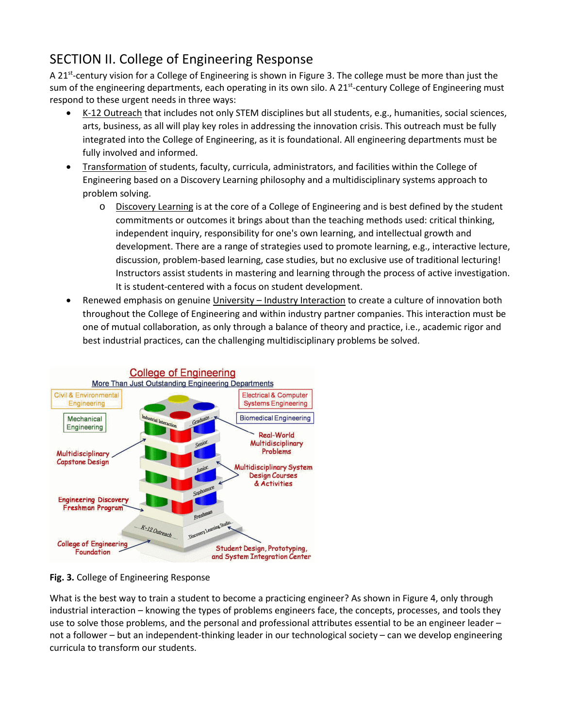## SECTION II. College of Engineering Response

A 21st-century vision for a College of Engineering is shown in Figure 3. The college must be more than just the sum of the engineering departments, each operating in its own silo. A 21st-century College of Engineering must respond to these urgent needs in three ways:

- K-12 Outreach that includes not only STEM disciplines but all students, e.g., humanities, social sciences, arts, business, as all will play key roles in addressing the innovation crisis. This outreach must be fully integrated into the College of Engineering, as it is foundational. All engineering departments must be fully involved and informed.
- Transformation of students, faculty, curricula, administrators, and facilities within the College of Engineering based on a Discovery Learning philosophy and a multidisciplinary systems approach to problem solving.
  - Discovery Learning is at the core of a College of Engineering and is best defined by the student commitments or outcomes it brings about than the teaching methods used: critical thinking, independent inquiry, responsibility for one's own learning, and intellectual growth and development. There are a range of strategies used to promote learning, e.g., interactive lecture, discussion, problem-based learning, case studies, but no exclusive use of traditional lecturing! Instructors assist students in mastering and learning through the process of active investigation. It is student-centered with a focus on student development.
- Renewed emphasis on genuine University – Industry Interaction to create a culture of innovation both throughout the College of Engineering and within industry partner companies. This interaction must be one of mutual collaboration, as only through a balance of theory and practice, i.e., academic rigor and best industrial practices, can the challenging multidisciplinary problems be solved.

**Fig. 3.** College of Engineering Response

What is the best way to train a student to become a practicing engineer? As shown in Figure 4, only through industrial interaction – knowing the types of problems engineers face, the concepts, processes, and tools they use to solve those problems, and the personal and professional attributes essential to be an engineer leader – not a follower – but an independent-thinking leader in our technological society – can we develop engineering curricula to transform our students.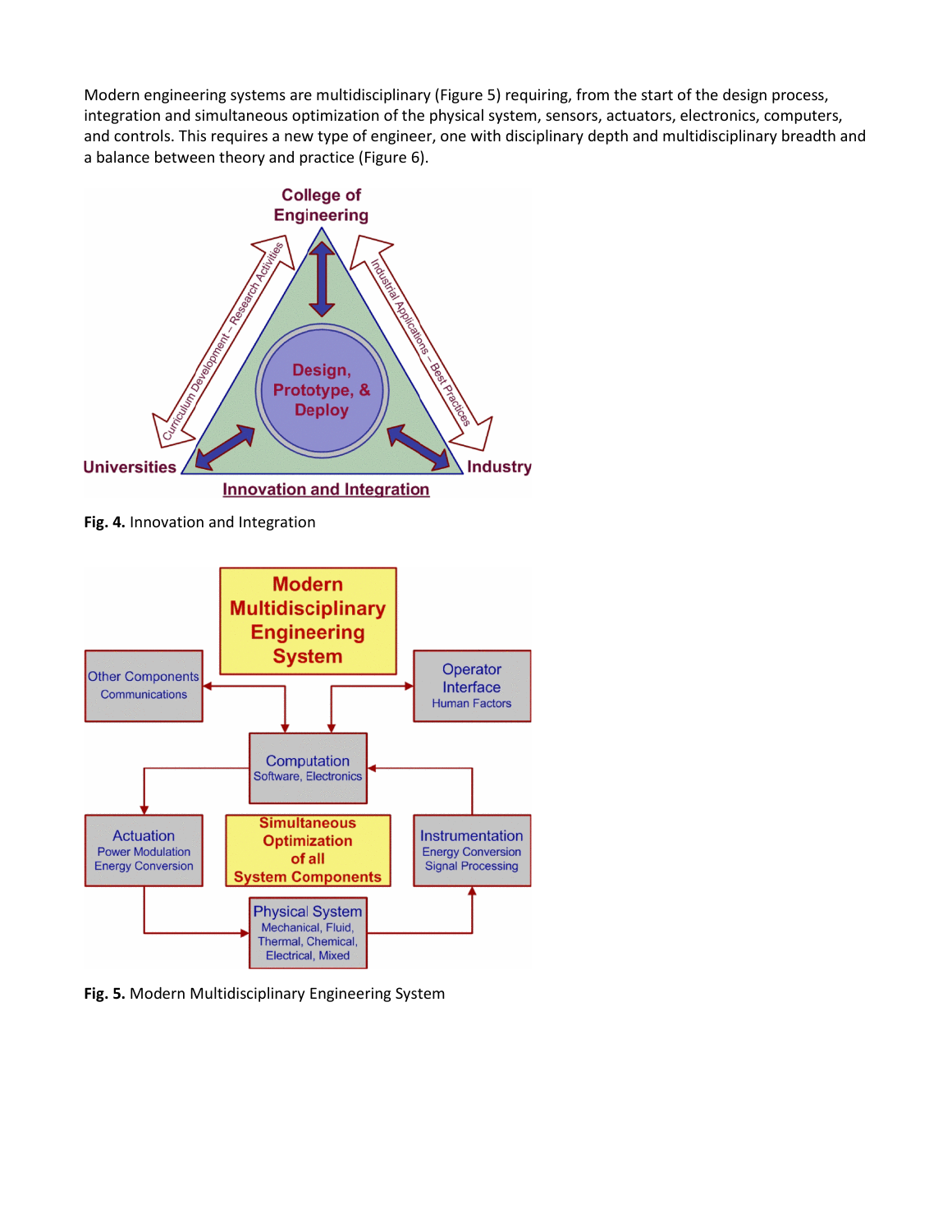Modern engineering systems are multidisciplinary (Figure 5) requiring, from the start of the design process, integration and simultaneous optimization of the physical system, sensors, actuators, electronics, computers, and controls. This requires a new type of engineer, one with disciplinary depth and multidisciplinary breadth and a balance between theory and practice (Figure 6).

**Fig. 4.** Innovation and Integration

**Fig. 5.** Modern Multidisciplinary Engineering System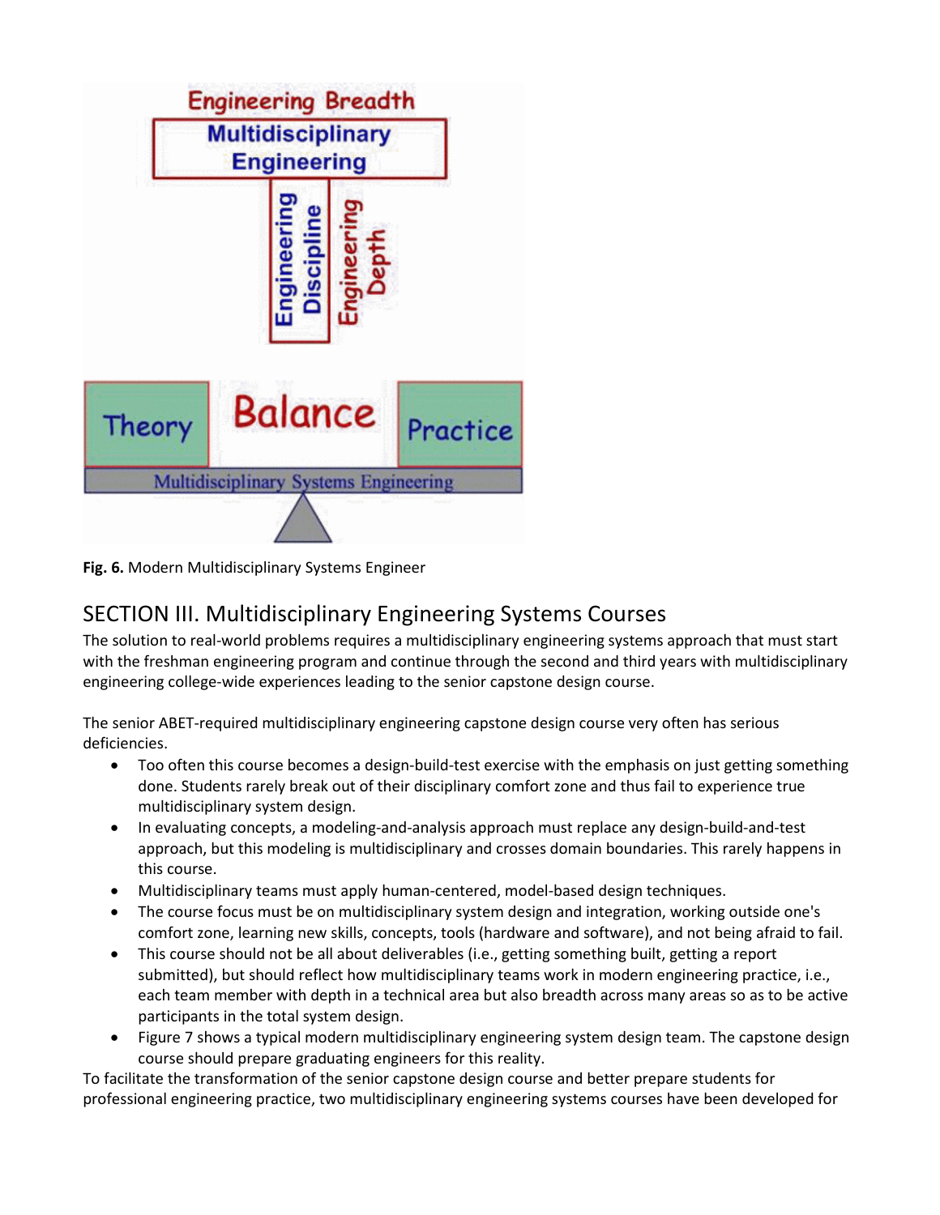**Fig. 6.** Modern Multidisciplinary Systems Engineer

## SECTION III. Multidisciplinary Engineering Systems Courses

The solution to real-world problems requires a multidisciplinary engineering systems approach that must start with the freshman engineering program and continue through the second and third years with multidisciplinary engineering college-wide experiences leading to the senior capstone design course.

The senior ABET-required multidisciplinary engineering capstone design course very often has serious deficiencies.

- Too often this course becomes a design-build-test exercise with the emphasis on just getting something done. Students rarely break out of their disciplinary comfort zone and thus fail to experience true multidisciplinary system design.
- In evaluating concepts, a modeling-and-analysis approach must replace any design-build-and-test approach, but this modeling is multidisciplinary and crosses domain boundaries. This rarely happens in this course.
- Multidisciplinary teams must apply human-centered, model-based design techniques.
- The course focus must be on multidisciplinary system design and integration, working outside one's comfort zone, learning new skills, concepts, tools (hardware and software), and not being afraid to fail.
- This course should not be all about deliverables (i.e., getting something built, getting a report submitted), but should reflect how multidisciplinary teams work in modern engineering practice, i.e., each team member with depth in a technical area but also breadth across many areas so as to be active participants in the total system design.
- Figure 7 shows a typical modern multidisciplinary engineering system design team. The capstone design course should prepare graduating engineers for this reality.

To facilitate the transformation of the senior capstone design course and better prepare students for professional engineering practice, two multidisciplinary engineering systems courses have been developed for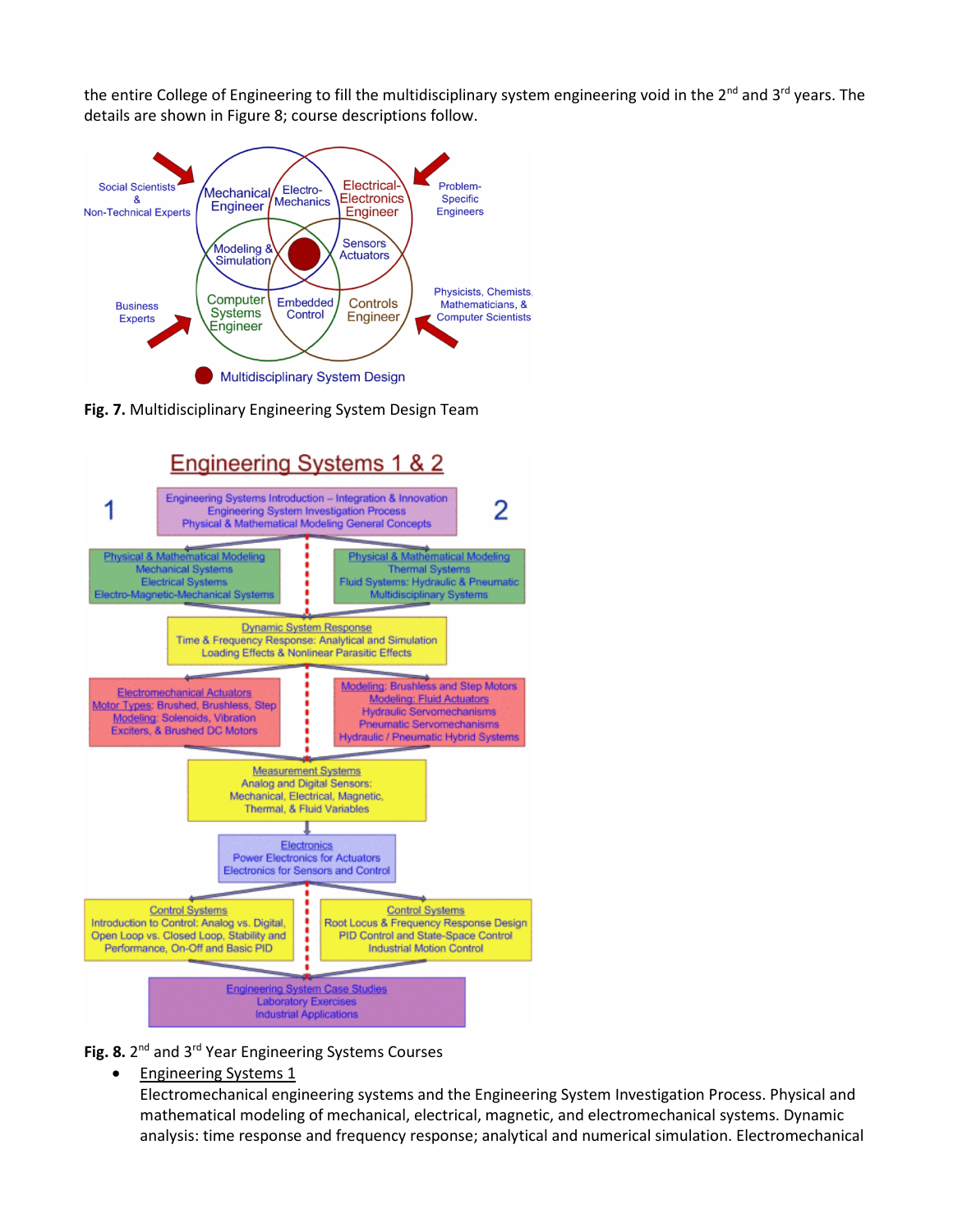the entire College of Engineering to fill the multidisciplinary system engineering void in the 2nd and 3rd years. The details are shown in Figure 8; course descriptions follow.

**Fig. 7.** Multidisciplinary Engineering System Design Team

**Fig. 8.** 2nd and 3rd Year Engineering Systems Courses

- Engineering Systems 1

  Electromechanical engineering systems and the Engineering System Investigation Process. Physical and mathematical modeling of mechanical, electrical, magnetic, and electromechanical systems. Dynamic analysis: time response and frequency response; analytical and numerical simulation. Electromechanical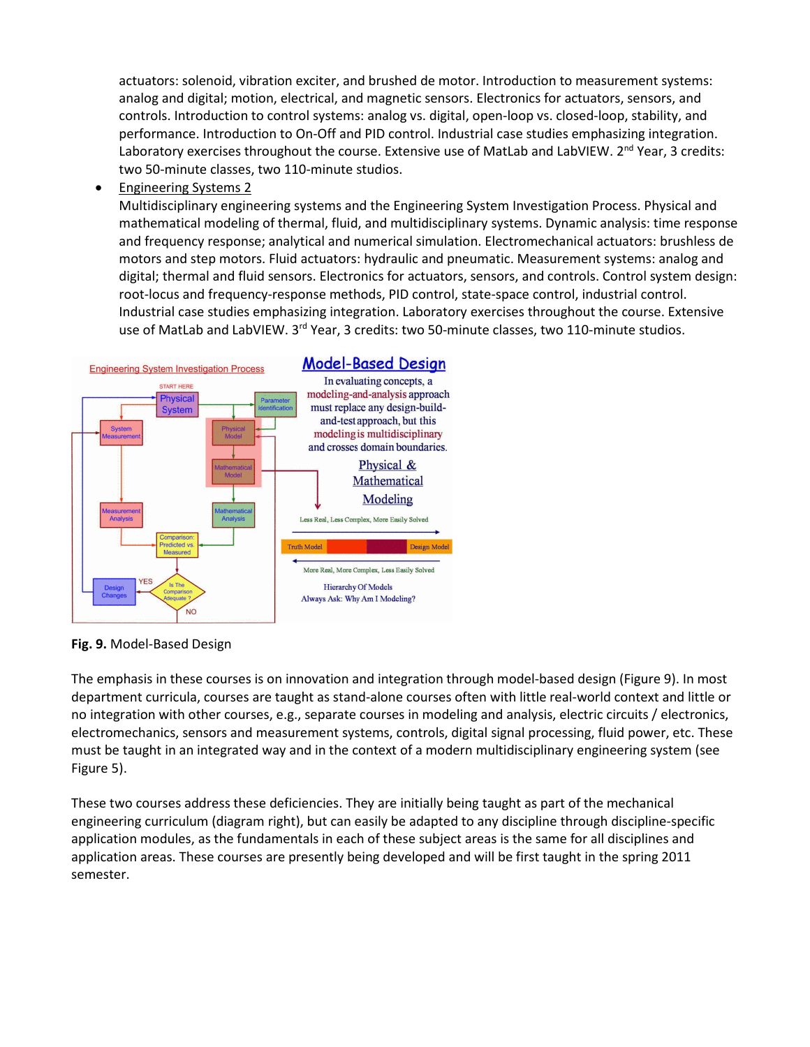actuators: solenoid, vibration exciter, and brushed dc motor. Introduction to measurement systems: analog and digital; motion, electrical, and magnetic sensors. Electronics for actuators, sensors, and controls. Introduction to control systems: analog vs. digital, open-loop vs. closed-loop, stability, and performance. Introduction to On-Off and PID control. Industrial case studies emphasizing integration. Laboratory exercises throughout the course. Extensive use of MatLab and LabVIEW. 2nd Year, 3 credits: two 50-minute classes, two 110-minute studios.

- Engineering Systems 2
  Multidisciplinary engineering systems and the Engineering System Investigation Process. Physical and mathematical modeling of thermal, fluid, and multidisciplinary systems. Dynamic analysis: time response and frequency response; analytical and numerical simulation. Electromechanical actuators: brushless dc motors and step motors. Fluid actuators: hydraulic and pneumatic. Measurement systems: analog and digital; thermal and fluid sensors. Electronics for actuators, sensors, and controls. Control system design: root-locus and frequency-response methods, PID control, state-space control, industrial control. Industrial case studies emphasizing integration. Laboratory exercises throughout the course. Extensive use of MatLab and LabVIEW. 3rd Year, 3 credits: two 50-minute classes, two 110-minute studios.

**Fig. 9.** Model-Based Design

The emphasis in these courses is on innovation and integration through model-based design (Figure 9). In most department curricula, courses are taught as stand-alone courses often with little real-world context and little or no integration with other courses, e.g., separate courses in modeling and analysis, electric circuits / electronics, electromechanics, sensors and measurement systems, controls, digital signal processing, fluid power, etc. These must be taught in an integrated way and in the context of a modern multidisciplinary engineering system (see Figure 5).

These two courses address these deficiencies. They are initially being taught as part of the mechanical engineering curriculum (diagram right), but can easily be adapted to any discipline through discipline-specific application modules, as the fundamentals in each of these subject areas is the same for all disciplines and application areas. These courses are presently being developed and will be first taught in the spring 2011 semester.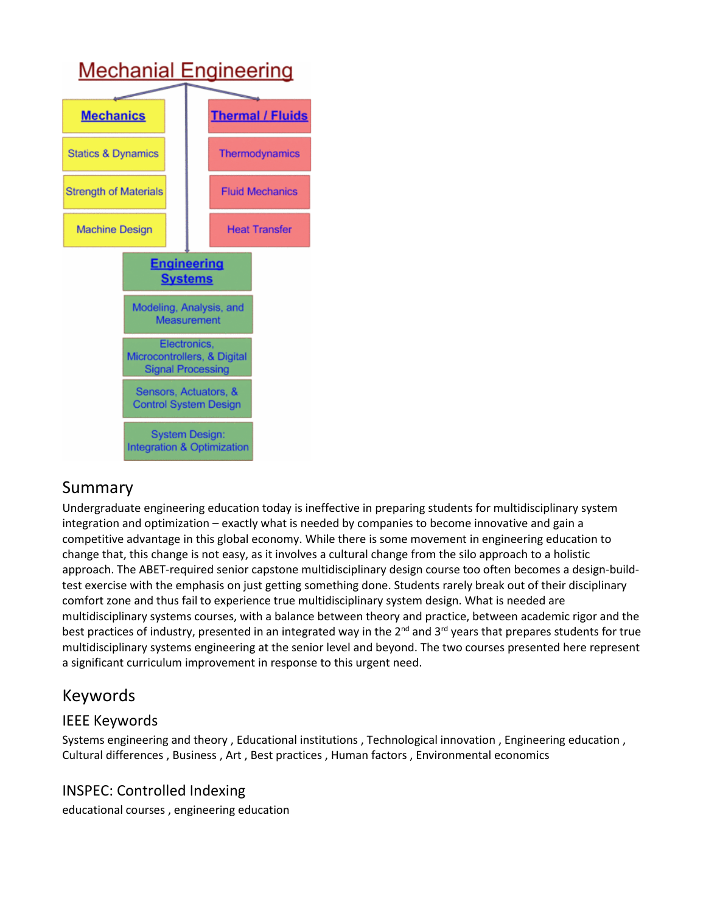Mechanial Engineering

**Mechanics**
- Statics & Dynamics
- Strength of Materials
- Machine Design

**Thermal / Fluids**
- Thermodynamics
- Fluid Mechanics
- Heat Transfer

**Engineering Systems**
- Modeling, Analysis, and Measurement
- Electronics, Microcontrollers, & Digital Signal Processing
- Sensors, Actuators, & Control System Design
- System Design: Integration & Optimization

## Summary

Undergraduate engineering education today is ineffective in preparing students for multidisciplinary system integration and optimization – exactly what is needed by companies to become innovative and gain a competitive advantage in this global economy. While there is some movement in engineering education to change that, this change is not easy, as it involves a cultural change from the silo approach to a holistic approach. The ABET-required senior capstone multidisciplinary design course too often becomes a design-build-test exercise with the emphasis on just getting something done. Students rarely break out of their disciplinary comfort zone and thus fail to experience true multidisciplinary system design. What is needed are multidisciplinary systems courses, with a balance between theory and practice, between academic rigor and the best practices of industry, presented in an integrated way in the 2nd and 3rd years that prepares students for true multidisciplinary systems engineering at the senior level and beyond. The two courses presented here represent a significant curriculum improvement in response to this urgent need.

## Keywords

### IEEE Keywords

Systems engineering and theory , Educational institutions , Technological innovation , Engineering education , Cultural differences , Business , Art , Best practices , Human factors , Environmental economics

### INSPEC: Controlled Indexing

educational courses , engineering education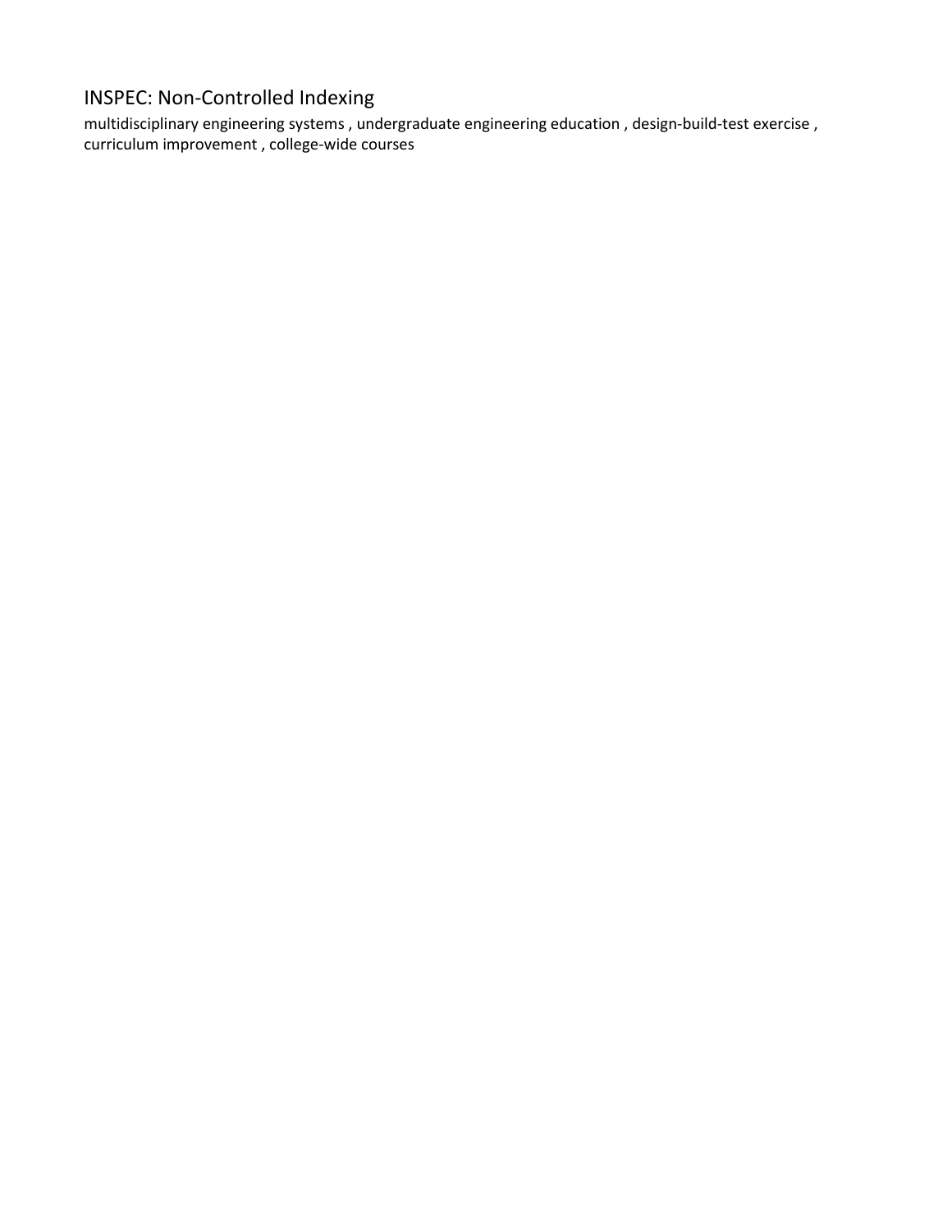## INSPEC: Non-Controlled Indexing

multidisciplinary engineering systems , undergraduate engineering education , design-build-test exercise , curriculum improvement , college-wide courses